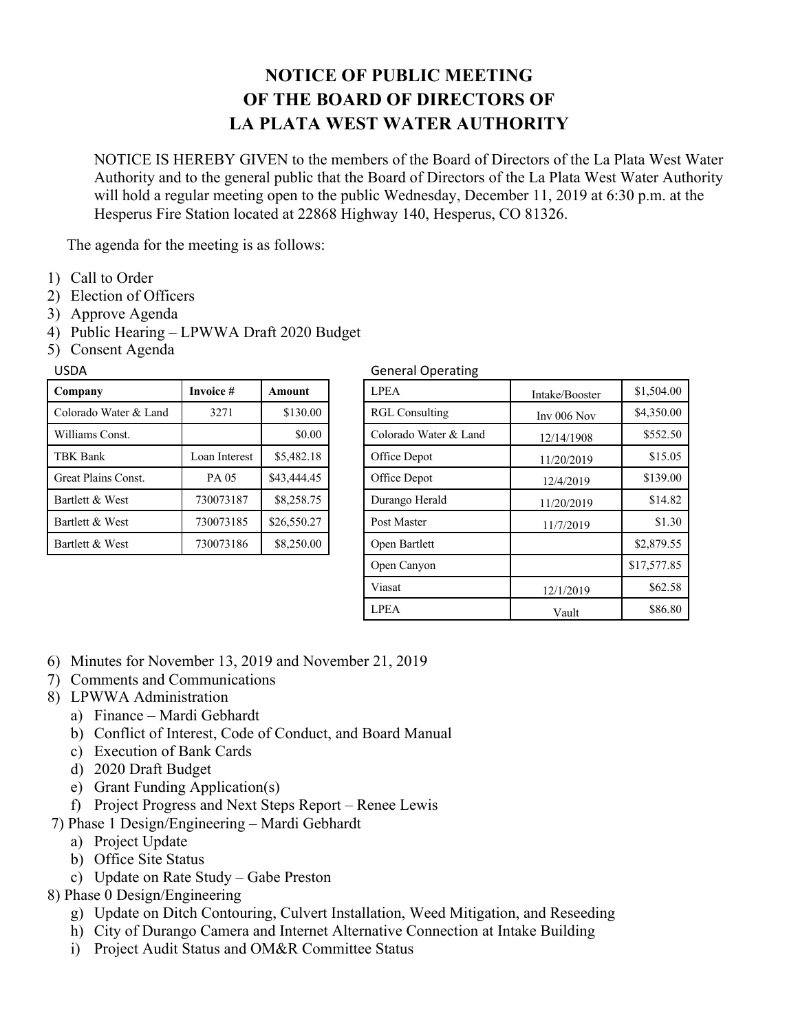# NOTICE OF PUBLIC MEETING
# OF THE BOARD OF DIRECTORS OF
# LA PLATA WEST WATER AUTHORITY

NOTICE IS HEREBY GIVEN to the members of the Board of Directors of the La Plata West Water Authority and to the general public that the Board of Directors of the La Plata West Water Authority will hold a regular meeting open to the public Wednesday, December 11, 2019 at 6:30 p.m. at the Hesperus Fire Station located at 22868 Highway 140, Hesperus, CO 81326.

The agenda for the meeting is as follows:

1) Call to Order
2) Election of Officers
3) Approve Agenda
4) Public Hearing – LPWWA Draft 2020 Budget
5) Consent Agenda

USDA

| Company | Invoice # | Amount |
|---|---|---|
| Colorado Water & Land | 3271 | $130.00 |
| Williams Const. | | $0.00 |
| TBK Bank | Loan Interest | $5,482.18 |
| Great Plains Const. | PA 05 | $43,444.45 |
| Bartlett & West | 730073187 | $8,258.75 |
| Bartlett & West | 730073185 | $26,550.27 |
| Bartlett & West | 730073186 | $8,250.00 |

General Operating

| | | |
|---|---|---|
| LPEA | Intake/Booster | $1,504.00 |
| RGL Consulting | Inv 006 Nov | $4,350.00 |
| Colorado Water & Land | 12/14/1908 | $552.50 |
| Office Depot | 11/20/2019 | $15.05 |
| Office Depot | 12/4/2019 | $139.00 |
| Durango Herald | 11/20/2019 | $14.82 |
| Post Master | 11/7/2019 | $1.30 |
| Open Bartlett | | $2,879.55 |
| Open Canyon | | $17,577.85 |
| Viasat | 12/1/2019 | $62.58 |
| LPEA | Vault | $86.80 |

6) Minutes for November 13, 2019 and November 21, 2019
7) Comments and Communications
8) LPWWA Administration
   a) Finance – Mardi Gebhardt
   b) Conflict of Interest, Code of Conduct, and Board Manual
   c) Execution of Bank Cards
   d) 2020 Draft Budget
   e) Grant Funding Application(s)
   f) Project Progress and Next Steps Report – Renee Lewis

7) Phase 1 Design/Engineering – Mardi Gebhardt
   a) Project Update
   b) Office Site Status
   c) Update on Rate Study – Gabe Preston

8) Phase 0 Design/Engineering
   g) Update on Ditch Contouring, Culvert Installation, Weed Mitigation, and Reseeding
   h) City of Durango Camera and Internet Alternative Connection at Intake Building
   i) Project Audit Status and OM&R Committee Status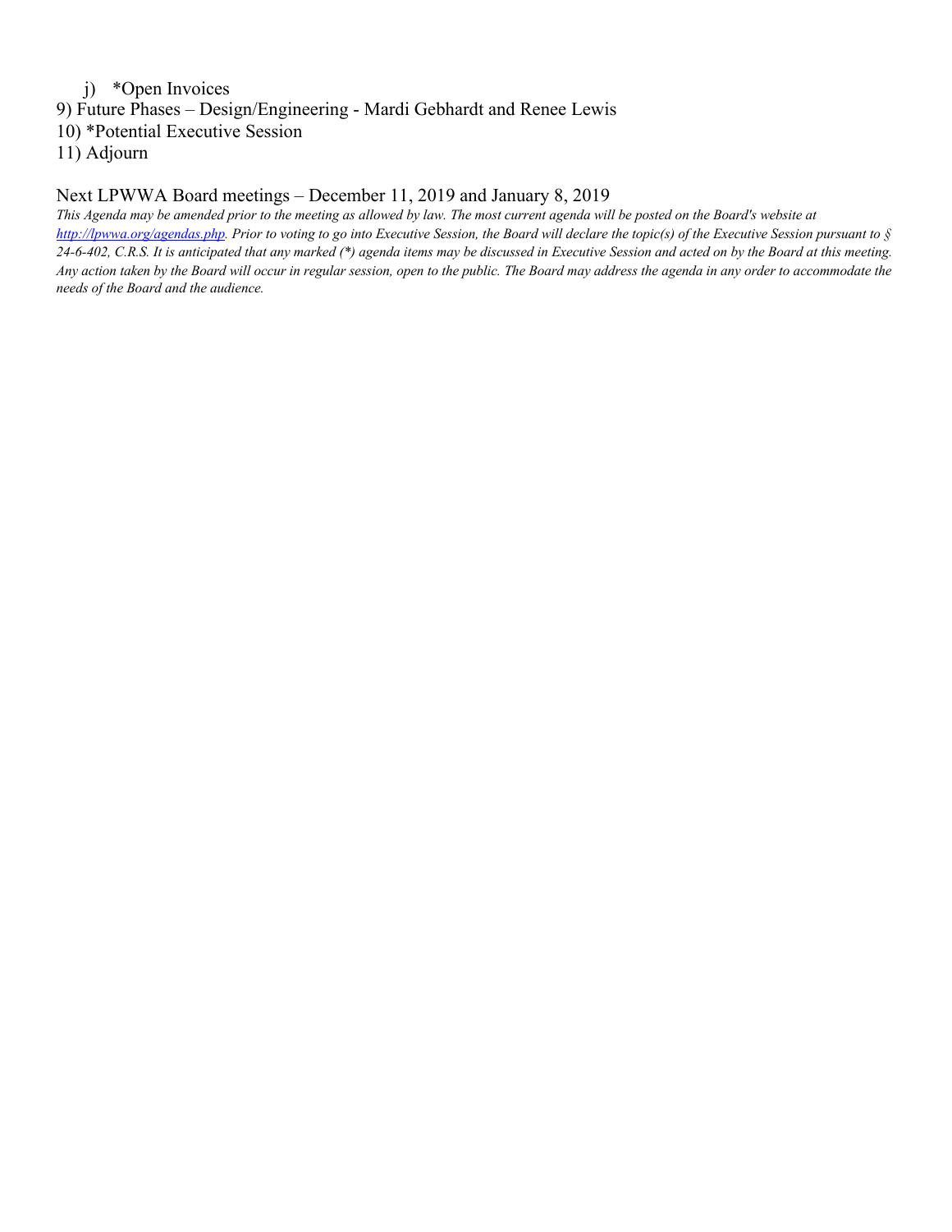j) *Open Invoices

9) Future Phases – Design/Engineering - Mardi Gebhardt and Renee Lewis

10) *Potential Executive Session

11) Adjourn

Next LPWWA Board meetings – December 11, 2019 and January 8, 2019

*This Agenda may be amended prior to the meeting as allowed by law. The most current agenda will be posted on the Board's website at [http://lpwwa.org/agendas.php](http://lpwwa.org/agendas.php). Prior to voting to go into Executive Session, the Board will declare the topic(s) of the Executive Session pursuant to § 24-6-402, C.R.S. It is anticipated that any marked (*) agenda items may be discussed in Executive Session and acted on by the Board at this meeting. Any action taken by the Board will occur in regular session, open to the public. The Board may address the agenda in any order to accommodate the needs of the Board and the audience.*